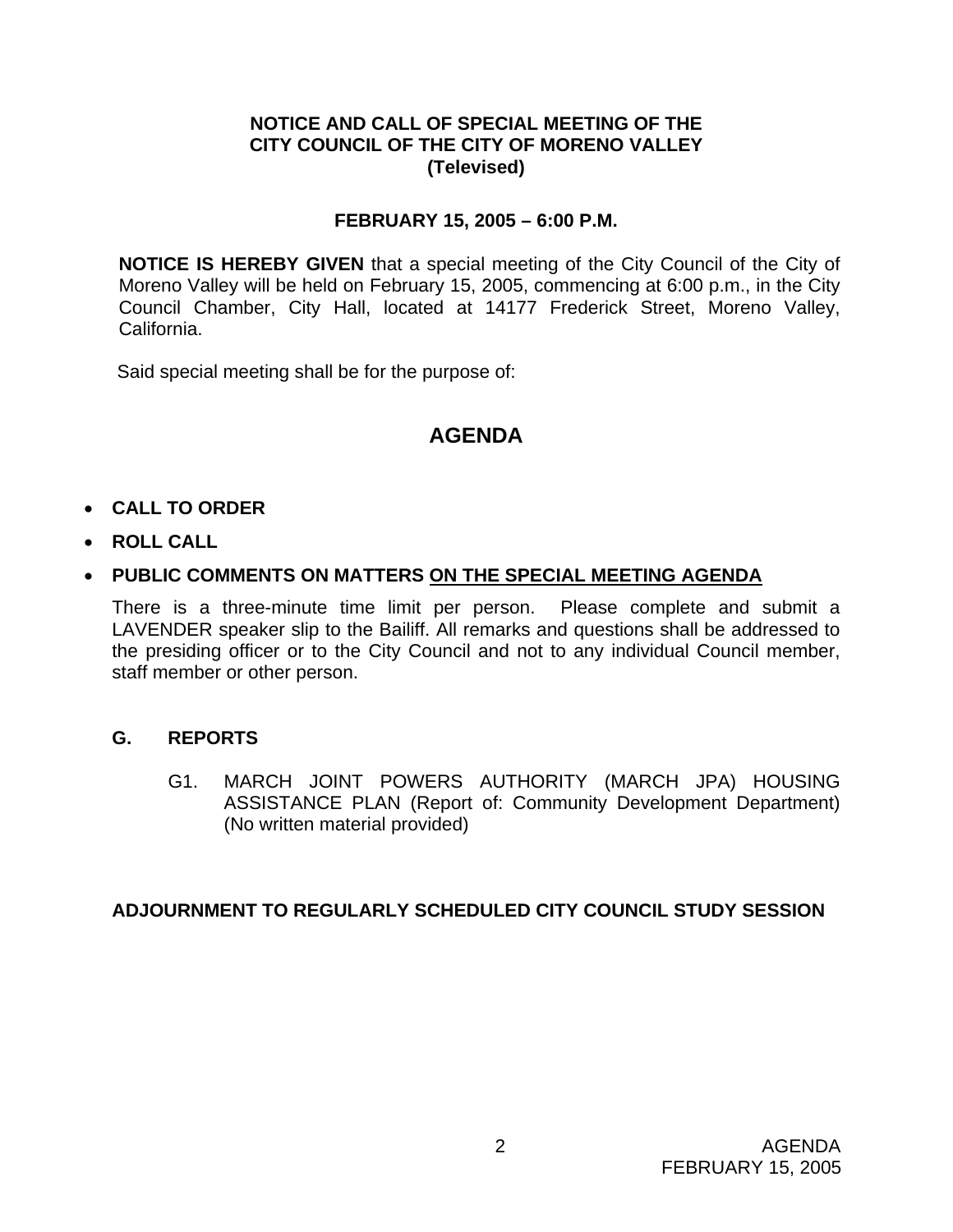**NOTICE AND CALL OF SPECIAL MEETING OF THE CITY COUNCIL OF THE CITY OF MORENO VALLEY (Televised)**

**FEBRUARY 15, 2005 – 6:00 P.M.**

**NOTICE IS HEREBY GIVEN** that a special meeting of the City Council of the City of Moreno Valley will be held on February 15, 2005, commencing at 6:00 p.m., in the City Council Chamber, City Hall, located at 14177 Frederick Street, Moreno Valley, California.

Said special meeting shall be for the purpose of:

# AGENDA

- **CALL TO ORDER**
- **ROLL CALL**
- **PUBLIC COMMENTS ON MATTERS ON THE SPECIAL MEETING AGENDA**

There is a three-minute time limit per person. Please complete and submit a LAVENDER speaker slip to the Bailiff. All remarks and questions shall be addressed to the presiding officer or to the City Council and not to any individual Council member, staff member or other person.

**G. REPORTS**

G1. MARCH JOINT POWERS AUTHORITY (MARCH JPA) HOUSING ASSISTANCE PLAN (Report of: Community Development Department) (No written material provided)

**ADJOURNMENT TO REGULARLY SCHEDULED CITY COUNCIL STUDY SESSION**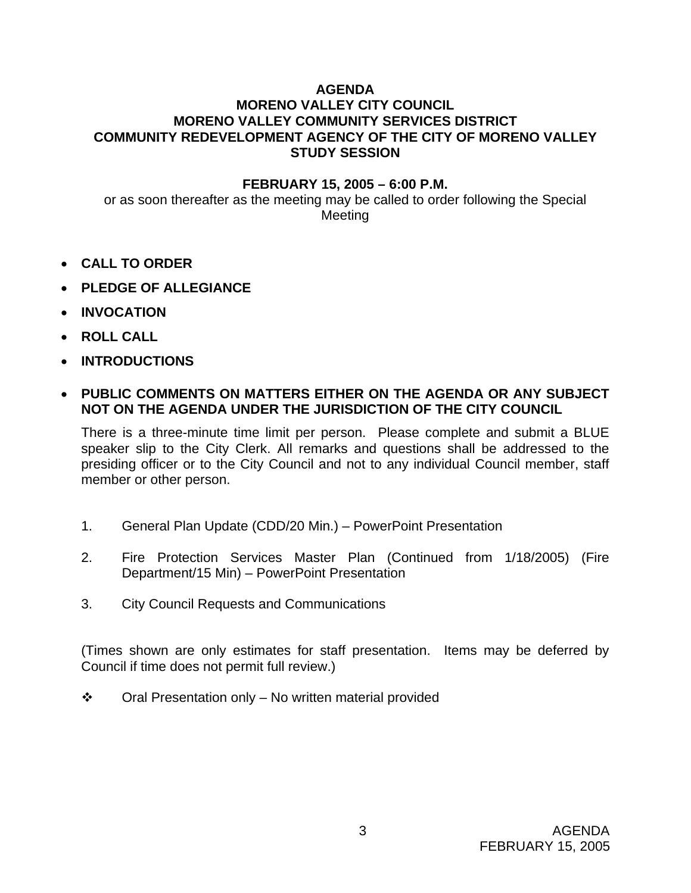**AGENDA**
**MORENO VALLEY CITY COUNCIL**
**MORENO VALLEY COMMUNITY SERVICES DISTRICT**
**COMMUNITY REDEVELOPMENT AGENCY OF THE CITY OF MORENO VALLEY**
**STUDY SESSION**

**FEBRUARY 15, 2005 – 6:00 P.M.**

or as soon thereafter as the meeting may be called to order following the Special Meeting

- **CALL TO ORDER**
- **PLEDGE OF ALLEGIANCE**
- **INVOCATION**
- **ROLL CALL**
- **INTRODUCTIONS**
- **PUBLIC COMMENTS ON MATTERS EITHER ON THE AGENDA OR ANY SUBJECT NOT ON THE AGENDA UNDER THE JURISDICTION OF THE CITY COUNCIL**

  There is a three-minute time limit per person. Please complete and submit a BLUE speaker slip to the City Clerk. All remarks and questions shall be addressed to the presiding officer or to the City Council and not to any individual Council member, staff member or other person.

1. General Plan Update (CDD/20 Min.) – PowerPoint Presentation
2. Fire Protection Services Master Plan (Continued from 1/18/2005) (Fire Department/15 Min) – PowerPoint Presentation
3. City Council Requests and Communications

(Times shown are only estimates for staff presentation. Items may be deferred by Council if time does not permit full review.)

❖ Oral Presentation only – No written material provided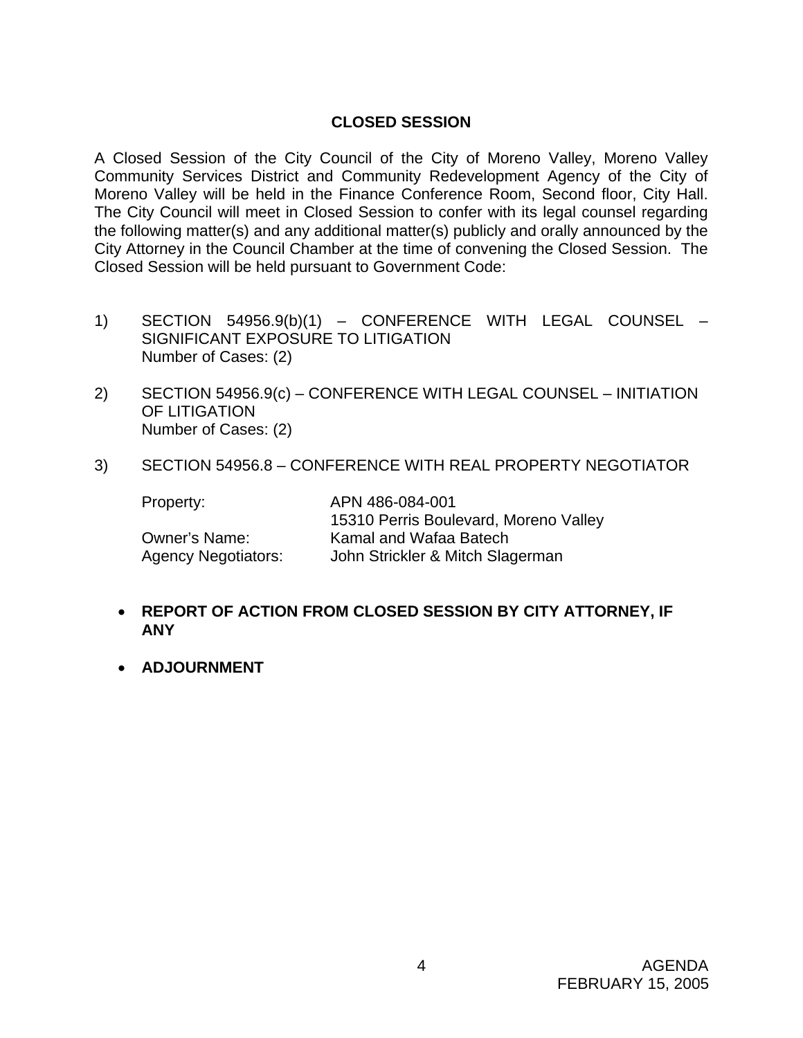**CLOSED SESSION**

A Closed Session of the City Council of the City of Moreno Valley, Moreno Valley Community Services District and Community Redevelopment Agency of the City of Moreno Valley will be held in the Finance Conference Room, Second floor, City Hall. The City Council will meet in Closed Session to confer with its legal counsel regarding the following matter(s) and any additional matter(s) publicly and orally announced by the City Attorney in the Council Chamber at the time of convening the Closed Session. The Closed Session will be held pursuant to Government Code:

1) SECTION 54956.9(b)(1) – CONFERENCE WITH LEGAL COUNSEL – SIGNIFICANT EXPOSURE TO LITIGATION
   Number of Cases: (2)

2) SECTION 54956.9(c) – CONFERENCE WITH LEGAL COUNSEL – INITIATION OF LITIGATION
   Number of Cases: (2)

3) SECTION 54956.8 – CONFERENCE WITH REAL PROPERTY NEGOTIATOR

| | |
|---|---|
| Property: | APN 486-084-001<br>15310 Perris Boulevard, Moreno Valley |
| Owner's Name: | Kamal and Wafaa Batech |
| Agency Negotiators: | John Strickler & Mitch Slagerman |

- **REPORT OF ACTION FROM CLOSED SESSION BY CITY ATTORNEY, IF ANY**
- **ADJOURNMENT**